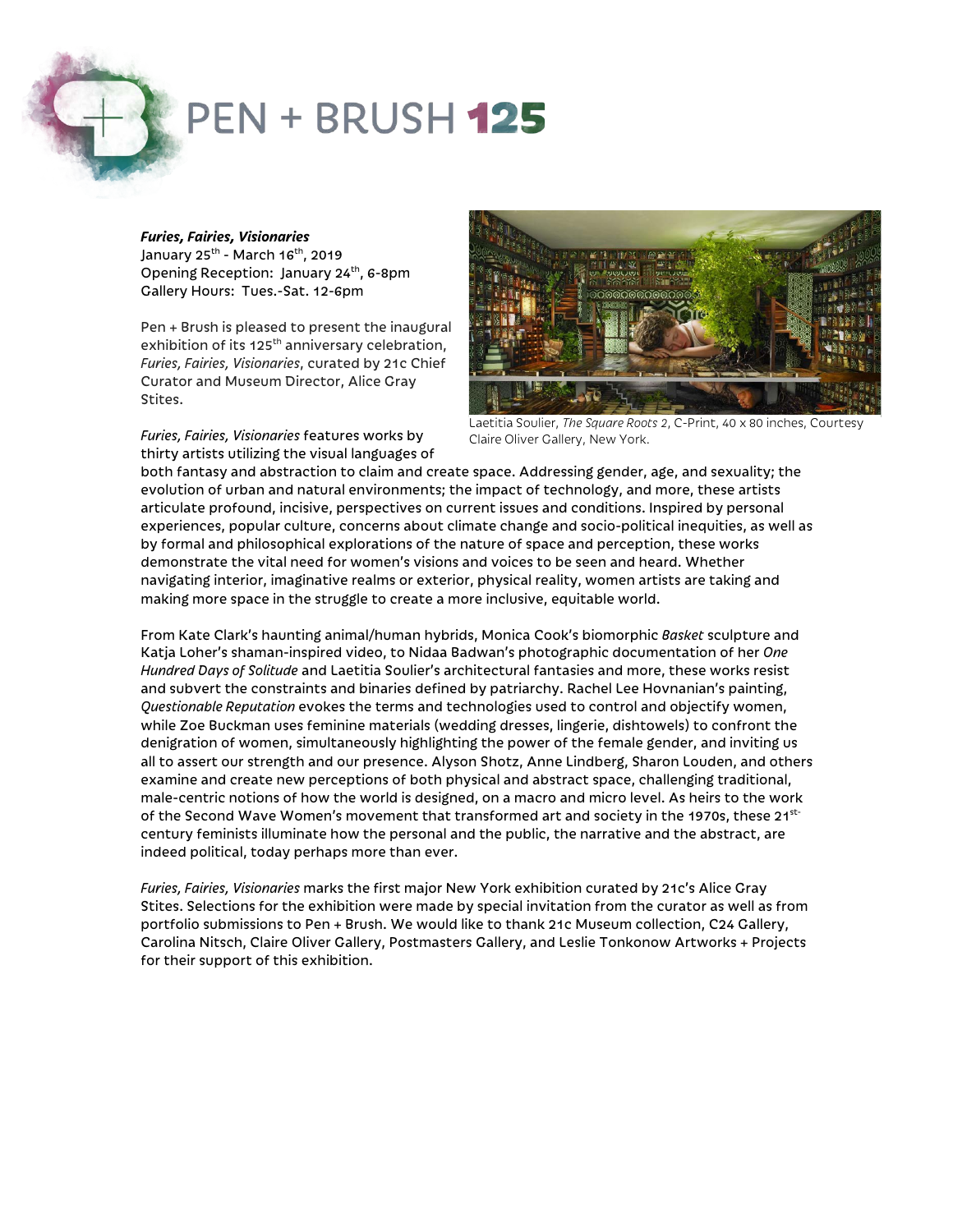PEN + BRUSH 125

***Furies, Fairies, Visionaries***
January 25th - March 16th, 2019
Opening Reception: January 24th, 6-8pm
Gallery Hours: Tues.-Sat. 12-6pm

Pen + Brush is pleased to present the inaugural exhibition of its 125th anniversary celebration, *Furies, Fairies, Visionaries*, curated by 21c Chief Curator and Museum Director, Alice Gray Stites.

Laetitia Soulier, *The Square Roots 2*, C-Print, 40 x 80 inches, Courtesy Claire Oliver Gallery, New York.

*Furies, Fairies, Visionaries* features works by thirty artists utilizing the visual languages of both fantasy and abstraction to claim and create space. Addressing gender, age, and sexuality; the evolution of urban and natural environments; the impact of technology, and more, these artists articulate profound, incisive, perspectives on current issues and conditions. Inspired by personal experiences, popular culture, concerns about climate change and socio-political inequities, as well as by formal and philosophical explorations of the nature of space and perception, these works demonstrate the vital need for women's visions and voices to be seen and heard. Whether navigating interior, imaginative realms or exterior, physical reality, women artists are taking and making more space in the struggle to create a more inclusive, equitable world.

From Kate Clark's haunting animal/human hybrids, Monica Cook's biomorphic *Basket* sculpture and Katja Loher's shaman-inspired video, to Nidaa Badwan's photographic documentation of her *One Hundred Days of Solitude* and Laetitia Soulier's architectural fantasies and more, these works resist and subvert the constraints and binaries defined by patriarchy. Rachel Lee Hovnanian's painting, *Questionable Reputation* evokes the terms and technologies used to control and objectify women, while Zoe Buckman uses feminine materials (wedding dresses, lingerie, dishtowels) to confront the denigration of women, simultaneously highlighting the power of the female gender, and inviting us all to assert our strength and our presence. Alyson Shotz, Anne Lindberg, Sharon Louden, and others examine and create new perceptions of both physical and abstract space, challenging traditional, male-centric notions of how the world is designed, on a macro and micro level. As heirs to the work of the Second Wave Women's movement that transformed art and society in the 1970s, these 21st-century feminists illuminate how the personal and the public, the narrative and the abstract, are indeed political, today perhaps more than ever.

*Furies, Fairies, Visionaries* marks the first major New York exhibition curated by 21c's Alice Gray Stites. Selections for the exhibition were made by special invitation from the curator as well as from portfolio submissions to Pen + Brush. We would like to thank 21c Museum collection, C24 Gallery, Carolina Nitsch, Claire Oliver Gallery, Postmasters Gallery, and Leslie Tonkonow Artworks + Projects for their support of this exhibition.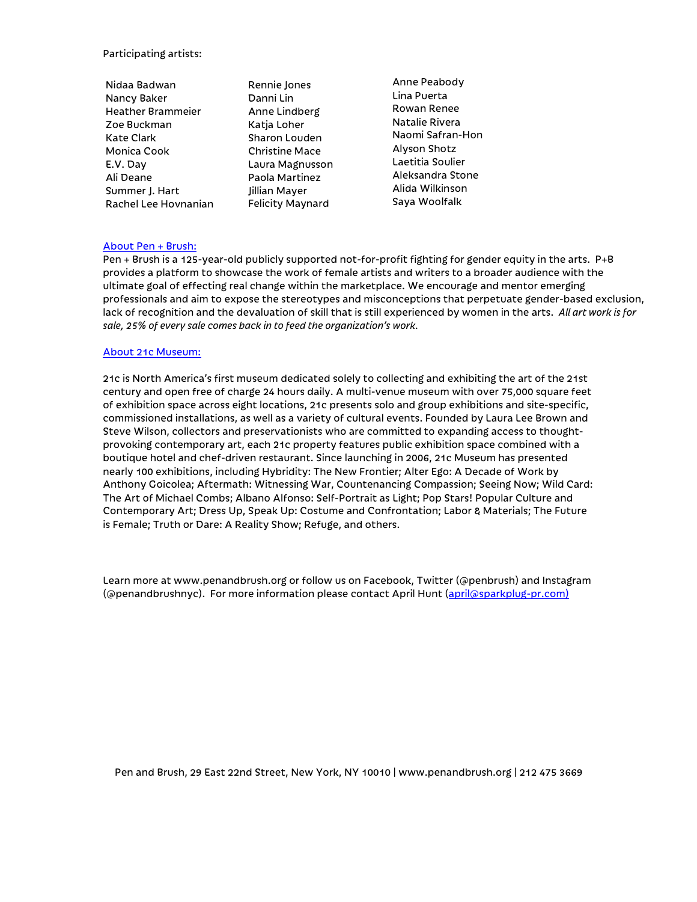Participating artists:

Nidaa Badwan
Nancy Baker
Heather Brammeier
Zoe Buckman
Kate Clark
Monica Cook
E.V. Day
Ali Deane
Summer J. Hart
Rachel Lee Hovnanian
Rennie Jones
Danni Lin
Anne Lindberg
Katja Loher
Sharon Louden
Christine Mace
Laura Magnusson
Paola Martinez
Jillian Mayer
Felicity Maynard
Anne Peabody
Lina Puerta
Rowan Renee
Natalie Rivera
Naomi Safran-Hon
Alyson Shotz
Laetitia Soulier
Aleksandra Stone
Alida Wilkinson
Saya Woolfalk

About Pen + Brush:

Pen + Brush is a 125-year-old publicly supported not-for-profit fighting for gender equity in the arts. P+B provides a platform to showcase the work of female artists and writers to a broader audience with the ultimate goal of effecting real change within the marketplace. We encourage and mentor emerging professionals and aim to expose the stereotypes and misconceptions that perpetuate gender-based exclusion, lack of recognition and the devaluation of skill that is still experienced by women in the arts. *All art work is for sale, 25% of every sale comes back in to feed the organization's work.*

About 21c Museum:

21c is North America's first museum dedicated solely to collecting and exhibiting the art of the 21st century and open free of charge 24 hours daily. A multi-venue museum with over 75,000 square feet of exhibition space across eight locations, 21c presents solo and group exhibitions and site-specific, commissioned installations, as well as a variety of cultural events. Founded by Laura Lee Brown and Steve Wilson, collectors and preservationists who are committed to expanding access to thought-provoking contemporary art, each 21c property features public exhibition space combined with a boutique hotel and chef-driven restaurant. Since launching in 2006, 21c Museum has presented nearly 100 exhibitions, including Hybridity: The New Frontier; Alter Ego: A Decade of Work by Anthony Goicolea; Aftermath: Witnessing War, Countenancing Compassion; Seeing Now; Wild Card: The Art of Michael Combs; Albano Alfonso: Self-Portrait as Light; Pop Stars! Popular Culture and Contemporary Art; Dress Up, Speak Up: Costume and Confrontation; Labor & Materials; The Future is Female; Truth or Dare: A Reality Show; Refuge, and others.

Learn more at www.penandbrush.org or follow us on Facebook, Twitter (@penbrush) and Instagram (@penandbrushnyc). For more information please contact April Hunt (april@sparkplug-pr.com)

Pen and Brush, 29 East 22nd Street, New York, NY 10010 | www.penandbrush.org | 212 475 3669